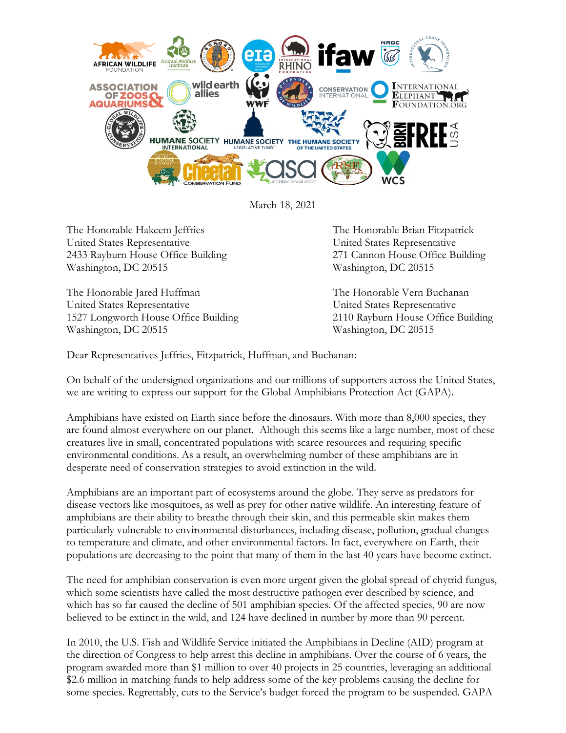March 18, 2021

The Honorable Hakeem Jeffries
United States Representative
2433 Rayburn House Office Building
Washington, DC 20515

The Honorable Brian Fitzpatrick
United States Representative
271 Cannon House Office Building
Washington, DC 20515

The Honorable Jared Huffman
United States Representative
1527 Longworth House Office Building
Washington, DC 20515

The Honorable Vern Buchanan
United States Representative
2110 Rayburn House Office Building
Washington, DC 20515

Dear Representatives Jeffries, Fitzpatrick, Huffman, and Buchanan:

On behalf of the undersigned organizations and our millions of supporters across the United States, we are writing to express our support for the Global Amphibians Protection Act (GAPA).

Amphibians have existed on Earth since before the dinosaurs. With more than 8,000 species, they are found almost everywhere on our planet. Although this seems like a large number, most of these creatures live in small, concentrated populations with scarce resources and requiring specific environmental conditions. As a result, an overwhelming number of these amphibians are in desperate need of conservation strategies to avoid extinction in the wild.

Amphibians are an important part of ecosystems around the globe. They serve as predators for disease vectors like mosquitoes, as well as prey for other native wildlife. An interesting feature of amphibians are their ability to breathe through their skin, and this permeable skin makes them particularly vulnerable to environmental disturbances, including disease, pollution, gradual changes to temperature and climate, and other environmental factors. In fact, everywhere on Earth, their populations are decreasing to the point that many of them in the last 40 years have become extinct.

The need for amphibian conservation is even more urgent given the global spread of chytrid fungus, which some scientists have called the most destructive pathogen ever described by science, and which has so far caused the decline of 501 amphibian species. Of the affected species, 90 are now believed to be extinct in the wild, and 124 have declined in number by more than 90 percent.

In 2010, the U.S. Fish and Wildlife Service initiated the Amphibians in Decline (AID) program at the direction of Congress to help arrest this decline in amphibians. Over the course of 6 years, the program awarded more than $1 million to over 40 projects in 25 countries, leveraging an additional $2.6 million in matching funds to help address some of the key problems causing the decline for some species. Regrettably, cuts to the Service's budget forced the program to be suspended. GAPA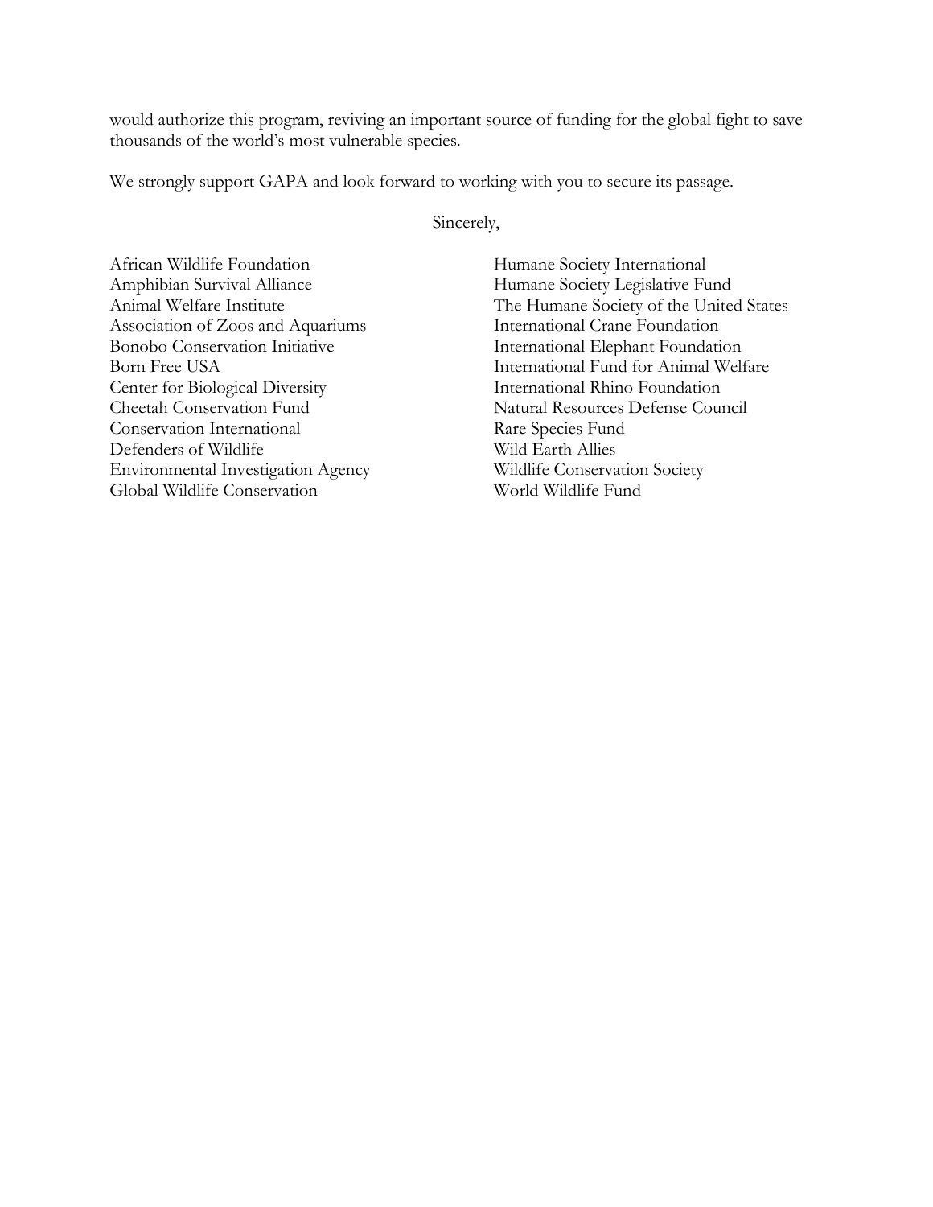would authorize this program, reviving an important source of funding for the global fight to save thousands of the world's most vulnerable species.

We strongly support GAPA and look forward to working with you to secure its passage.

Sincerely,

African Wildlife Foundation
Amphibian Survival Alliance
Animal Welfare Institute
Association of Zoos and Aquariums
Bonobo Conservation Initiative
Born Free USA
Center for Biological Diversity
Cheetah Conservation Fund
Conservation International
Defenders of Wildlife
Environmental Investigation Agency
Global Wildlife Conservation
Humane Society International
Humane Society Legislative Fund
The Humane Society of the United States
International Crane Foundation
International Elephant Foundation
International Fund for Animal Welfare
International Rhino Foundation
Natural Resources Defense Council
Rare Species Fund
Wild Earth Allies
Wildlife Conservation Society
World Wildlife Fund